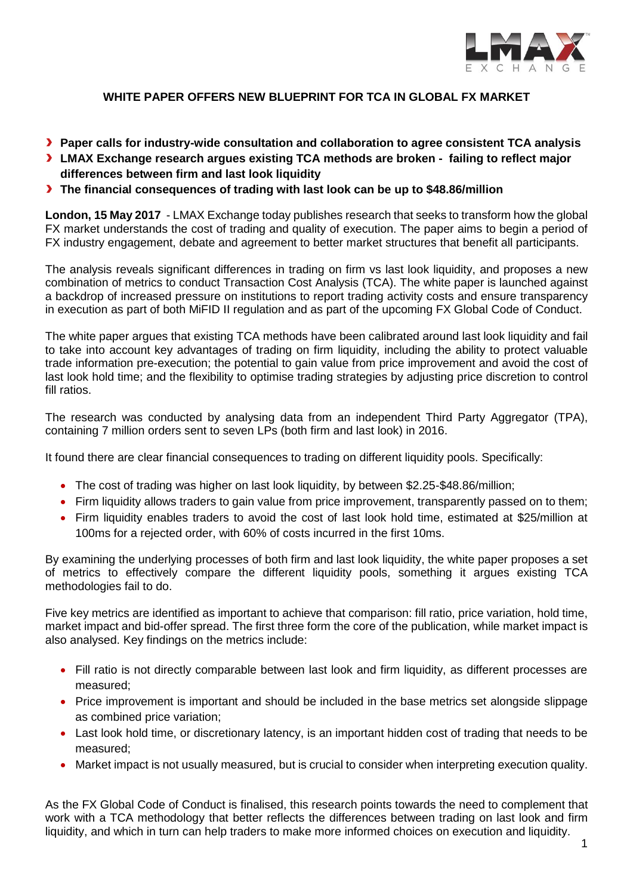# WHITE PAPER OFFERS NEW BLUEPRINT FOR TCA IN GLOBAL FX MARKET

- **Paper calls for industry-wide consultation and collaboration to agree consistent TCA analysis**
- **LMAX Exchange research argues existing TCA methods are broken - failing to reflect major differences between firm and last look liquidity**
- **The financial consequences of trading with last look can be up to $48.86/million**

**London, 15 May 2017** - LMAX Exchange today publishes research that seeks to transform how the global FX market understands the cost of trading and quality of execution. The paper aims to begin a period of FX industry engagement, debate and agreement to better market structures that benefit all participants.

The analysis reveals significant differences in trading on firm vs last look liquidity, and proposes a new combination of metrics to conduct Transaction Cost Analysis (TCA). The white paper is launched against a backdrop of increased pressure on institutions to report trading activity costs and ensure transparency in execution as part of both MiFID II regulation and as part of the upcoming FX Global Code of Conduct.

The white paper argues that existing TCA methods have been calibrated around last look liquidity and fail to take into account key advantages of trading on firm liquidity, including the ability to protect valuable trade information pre-execution; the potential to gain value from price improvement and avoid the cost of last look hold time; and the flexibility to optimise trading strategies by adjusting price discretion to control fill ratios.

The research was conducted by analysing data from an independent Third Party Aggregator (TPA), containing 7 million orders sent to seven LPs (both firm and last look) in 2016.

It found there are clear financial consequences to trading on different liquidity pools. Specifically:

- The cost of trading was higher on last look liquidity, by between $2.25-$48.86/million;
- Firm liquidity allows traders to gain value from price improvement, transparently passed on to them;
- Firm liquidity enables traders to avoid the cost of last look hold time, estimated at $25/million at 100ms for a rejected order, with 60% of costs incurred in the first 10ms.

By examining the underlying processes of both firm and last look liquidity, the white paper proposes a set of metrics to effectively compare the different liquidity pools, something it argues existing TCA methodologies fail to do.

Five key metrics are identified as important to achieve that comparison: fill ratio, price variation, hold time, market impact and bid-offer spread. The first three form the core of the publication, while market impact is also analysed. Key findings on the metrics include:

- Fill ratio is not directly comparable between last look and firm liquidity, as different processes are measured;
- Price improvement is important and should be included in the base metrics set alongside slippage as combined price variation;
- Last look hold time, or discretionary latency, is an important hidden cost of trading that needs to be measured;
- Market impact is not usually measured, but is crucial to consider when interpreting execution quality.

As the FX Global Code of Conduct is finalised, this research points towards the need to complement that work with a TCA methodology that better reflects the differences between trading on last look and firm liquidity, and which in turn can help traders to make more informed choices on execution and liquidity.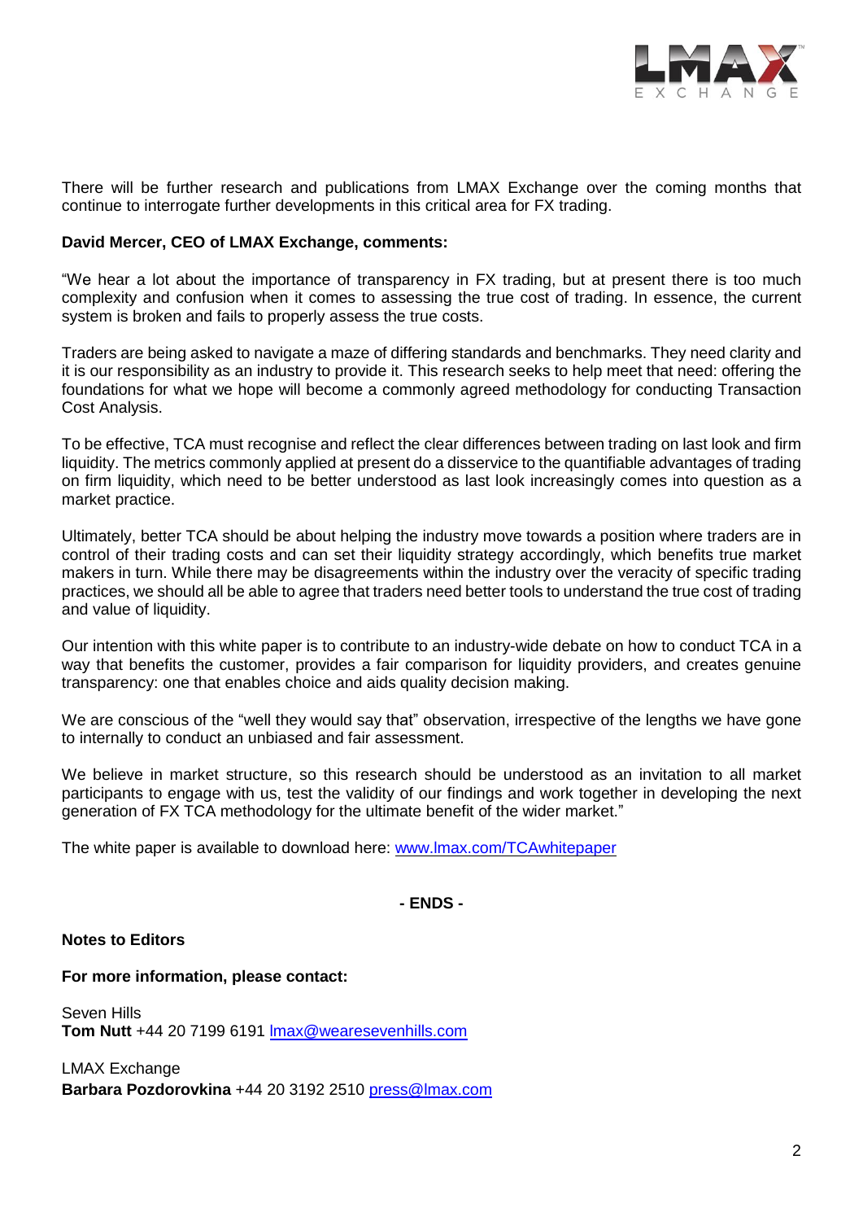There will be further research and publications from LMAX Exchange over the coming months that continue to interrogate further developments in this critical area for FX trading.

**David Mercer, CEO of LMAX Exchange, comments:**

"We hear a lot about the importance of transparency in FX trading, but at present there is too much complexity and confusion when it comes to assessing the true cost of trading. In essence, the current system is broken and fails to properly assess the true costs.

Traders are being asked to navigate a maze of differing standards and benchmarks. They need clarity and it is our responsibility as an industry to provide it. This research seeks to help meet that need: offering the foundations for what we hope will become a commonly agreed methodology for conducting Transaction Cost Analysis.

To be effective, TCA must recognise and reflect the clear differences between trading on last look and firm liquidity. The metrics commonly applied at present do a disservice to the quantifiable advantages of trading on firm liquidity, which need to be better understood as last look increasingly comes into question as a market practice.

Ultimately, better TCA should be about helping the industry move towards a position where traders are in control of their trading costs and can set their liquidity strategy accordingly, which benefits true market makers in turn. While there may be disagreements within the industry over the veracity of specific trading practices, we should all be able to agree that traders need better tools to understand the true cost of trading and value of liquidity.

Our intention with this white paper is to contribute to an industry-wide debate on how to conduct TCA in a way that benefits the customer, provides a fair comparison for liquidity providers, and creates genuine transparency: one that enables choice and aids quality decision making.

We are conscious of the "well they would say that" observation, irrespective of the lengths we have gone to internally to conduct an unbiased and fair assessment.

We believe in market structure, so this research should be understood as an invitation to all market participants to engage with us, test the validity of our findings and work together in developing the next generation of FX TCA methodology for the ultimate benefit of the wider market."

The white paper is available to download here: [www.lmax.com/TCAwhitepaper](http://www.lmax.com/TCAwhitepaper)

**- ENDS -**

**Notes to Editors**

**For more information, please contact:**

Seven Hills
**Tom Nutt** +44 20 7199 6191 [lmax@wearesevenhills.com](mailto:lmax@wearesevenhills.com)

LMAX Exchange
**Barbara Pozdorovkina** +44 20 3192 2510 [press@lmax.com](mailto:press@lmax.com)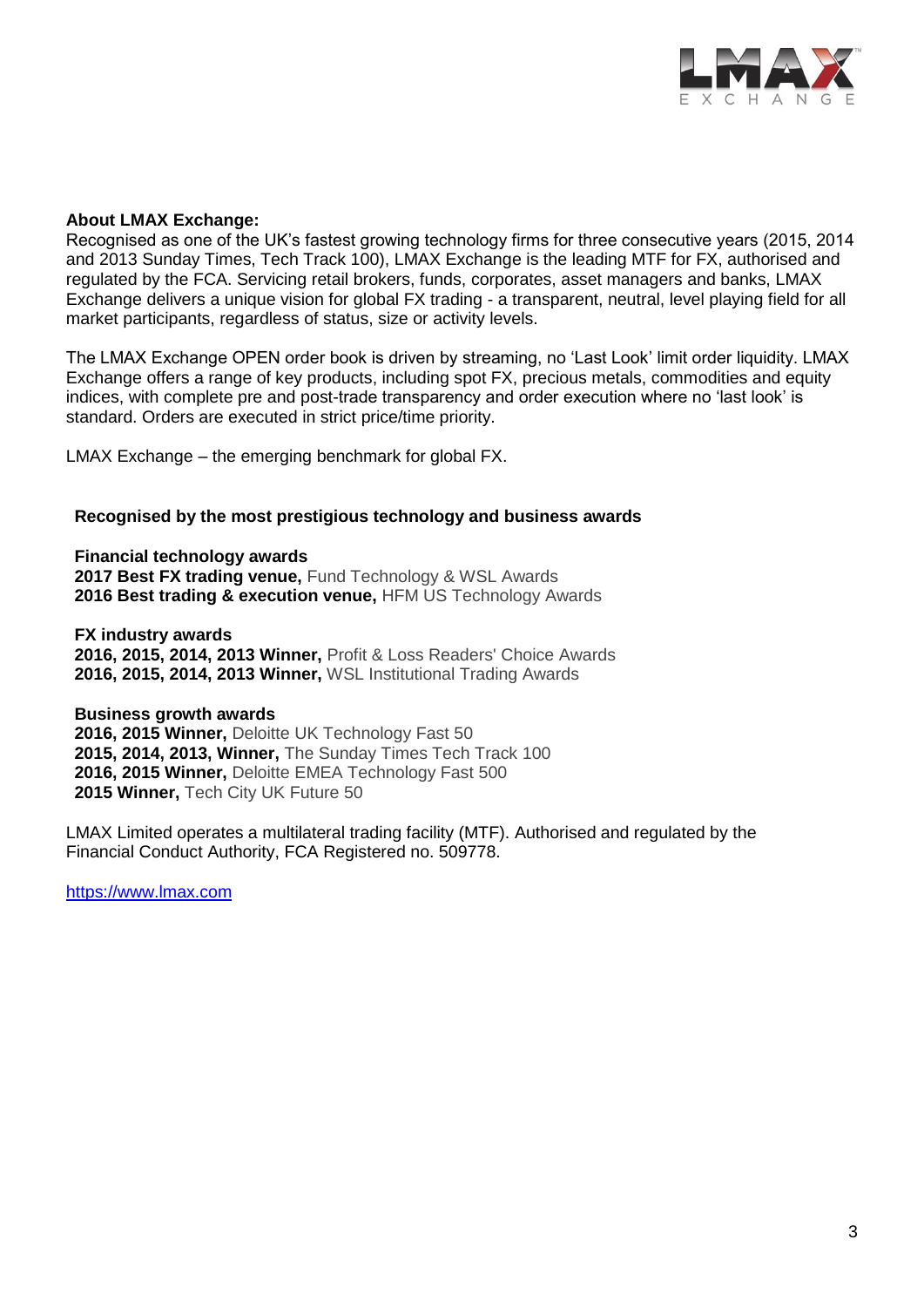**About LMAX Exchange:**
Recognised as one of the UK's fastest growing technology firms for three consecutive years (2015, 2014 and 2013 Sunday Times, Tech Track 100), LMAX Exchange is the leading MTF for FX, authorised and regulated by the FCA. Servicing retail brokers, funds, corporates, asset managers and banks, LMAX Exchange delivers a unique vision for global FX trading - a transparent, neutral, level playing field for all market participants, regardless of status, size or activity levels.

The LMAX Exchange OPEN order book is driven by streaming, no 'Last Look' limit order liquidity. LMAX Exchange offers a range of key products, including spot FX, precious metals, commodities and equity indices, with complete pre and post-trade transparency and order execution where no 'last look' is standard. Orders are executed in strict price/time priority.

LMAX Exchange – the emerging benchmark for global FX.

**Recognised by the most prestigious technology and business awards**

**Financial technology awards**
**2017 Best FX trading venue,** Fund Technology & WSL Awards
**2016 Best trading & execution venue,** HFM US Technology Awards

**FX industry awards**
**2016, 2015, 2014, 2013 Winner,** Profit & Loss Readers' Choice Awards
**2016, 2015, 2014, 2013 Winner,** WSL Institutional Trading Awards

**Business growth awards**
**2016, 2015 Winner,** Deloitte UK Technology Fast 50
**2015, 2014, 2013, Winner,** The Sunday Times Tech Track 100
**2016, 2015 Winner,** Deloitte EMEA Technology Fast 500
**2015 Winner,** Tech City UK Future 50

LMAX Limited operates a multilateral trading facility (MTF). Authorised and regulated by the Financial Conduct Authority, FCA Registered no. 509778.

https://www.lmax.com